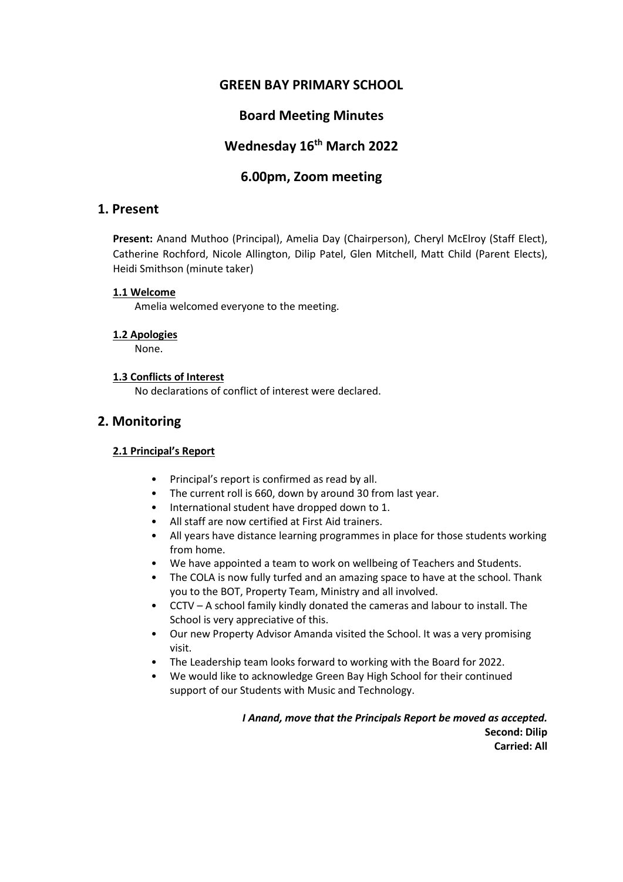# GREEN BAY PRIMARY SCHOOL

## Board Meeting Minutes

## Wednesday 16th March 2022

## 6.00pm, Zoom meeting

## 1. Present

**Present:** Anand Muthoo (Principal), Amelia Day (Chairperson), Cheryl McElroy (Staff Elect), Catherine Rochford, Nicole Allington, Dilip Patel, Glen Mitchell, Matt Child (Parent Elects), Heidi Smithson (minute taker)

### 1.1 Welcome

Amelia welcomed everyone to the meeting.

### 1.2 Apologies

None.

### 1.3 Conflicts of Interest

No declarations of conflict of interest were declared.

## 2. Monitoring

### 2.1 Principal's Report

- Principal's report is confirmed as read by all.
- The current roll is 660, down by around 30 from last year.
- International student have dropped down to 1.
- All staff are now certified at First Aid trainers.
- All years have distance learning programmes in place for those students working from home.
- We have appointed a team to work on wellbeing of Teachers and Students.
- The COLA is now fully turfed and an amazing space to have at the school. Thank you to the BOT, Property Team, Ministry and all involved.
- CCTV – A school family kindly donated the cameras and labour to install. The School is very appreciative of this.
- Our new Property Advisor Amanda visited the School. It was a very promising visit.
- The Leadership team looks forward to working with the Board for 2022.
- We would like to acknowledge Green Bay High School for their continued support of our Students with Music and Technology.

***I Anand, move that the Principals Report be moved as accepted.***
**Second: Dilip**
**Carried: All**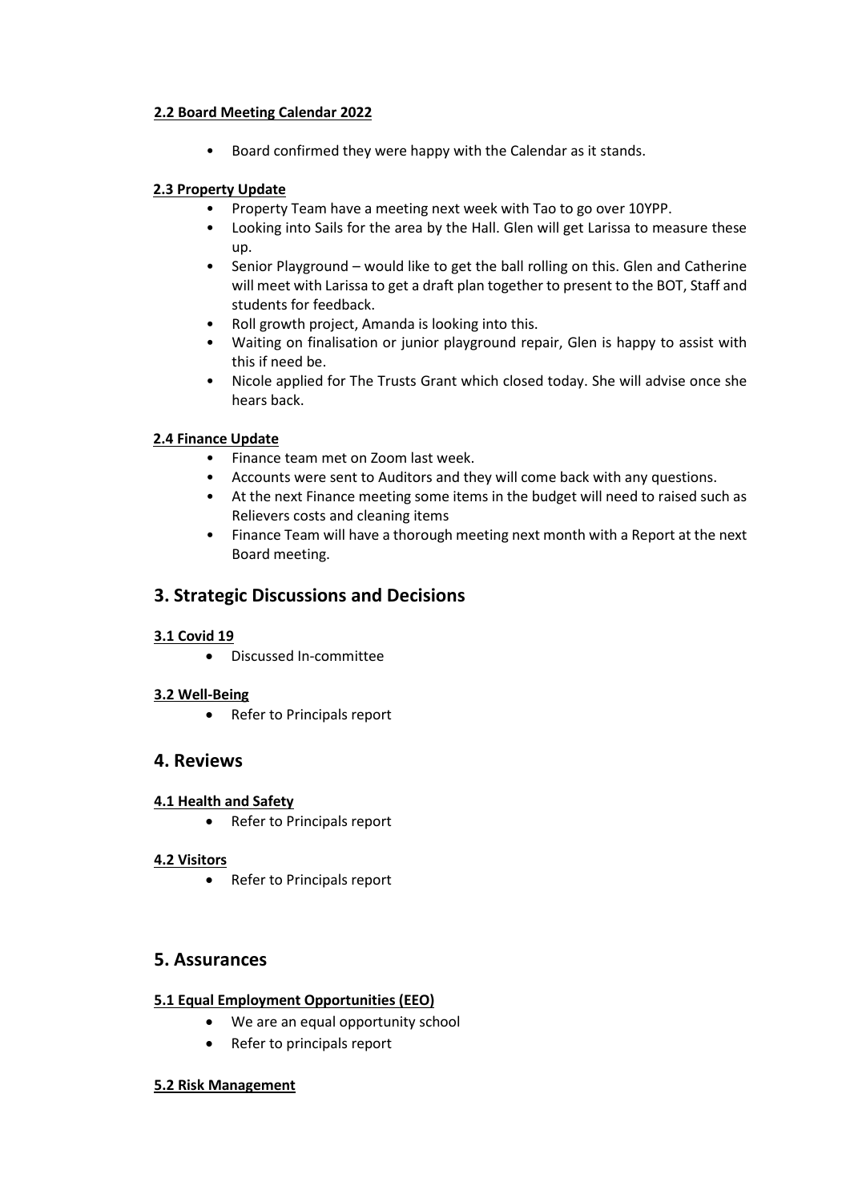#### 2.2 Board Meeting Calendar 2022

- Board confirmed they were happy with the Calendar as it stands.

#### 2.3 Property Update

- Property Team have a meeting next week with Tao to go over 10YPP.
- Looking into Sails for the area by the Hall. Glen will get Larissa to measure these up.
- Senior Playground – would like to get the ball rolling on this. Glen and Catherine will meet with Larissa to get a draft plan together to present to the BOT, Staff and students for feedback.
- Roll growth project, Amanda is looking into this.
- Waiting on finalisation or junior playground repair, Glen is happy to assist with this if need be.
- Nicole applied for The Trusts Grant which closed today. She will advise once she hears back.

#### 2.4 Finance Update

- Finance team met on Zoom last week.
- Accounts were sent to Auditors and they will come back with any questions.
- At the next Finance meeting some items in the budget will need to raised such as Relievers costs and cleaning items
- Finance Team will have a thorough meeting next month with a Report at the next Board meeting.

## 3. Strategic Discussions and Decisions

#### 3.1 Covid 19

- Discussed In-committee

#### 3.2 Well-Being

- Refer to Principals report

## 4. Reviews

#### 4.1 Health and Safety

- Refer to Principals report

#### 4.2 Visitors

- Refer to Principals report

## 5. Assurances

#### 5.1 Equal Employment Opportunities (EEO)

- We are an equal opportunity school
- Refer to principals report

#### 5.2 Risk Management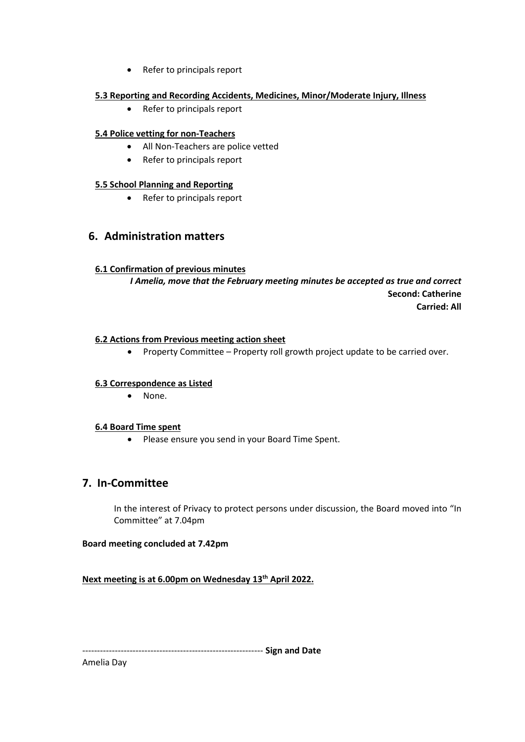- Refer to principals report

**5.3 Reporting and Recording Accidents, Medicines, Minor/Moderate Injury, Illness**

- Refer to principals report

**5.4 Police vetting for non-Teachers**

- All Non-Teachers are police vetted
- Refer to principals report

**5.5 School Planning and Reporting**

- Refer to principals report

## 6. Administration matters

**6.1 Confirmation of previous minutes**

***I Amelia, move that the February meeting minutes be accepted as true and correct***

**Second: Catherine**

**Carried: All**

**6.2 Actions from Previous meeting action sheet**

- Property Committee – Property roll growth project update to be carried over.

**6.3 Correspondence as Listed**

- None.

**6.4 Board Time spent**

- Please ensure you send in your Board Time Spent.

## 7. In-Committee

In the interest of Privacy to protect persons under discussion, the Board moved into "In Committee" at 7.04pm

**Board meeting concluded at 7.42pm**

**Next meeting is at 6.00pm on Wednesday 13th April 2022.**

------------------------------------------------------------- **Sign and Date**

Amelia Day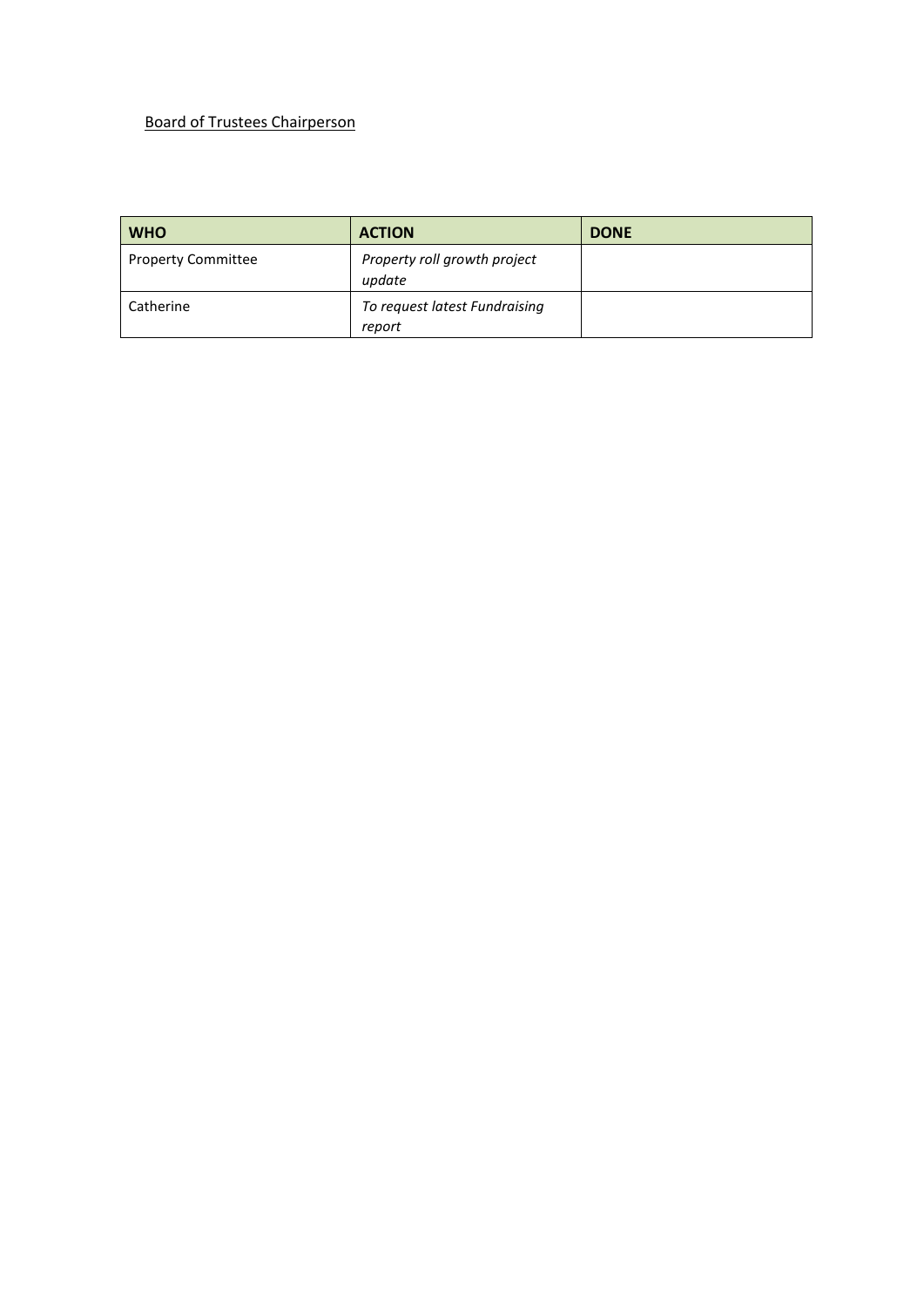Board of Trustees Chairperson

| WHO | ACTION | DONE |
| --- | --- | --- |
| Property Committee | *Property roll growth project update* | |
| Catherine | *To request latest Fundraising report* | |